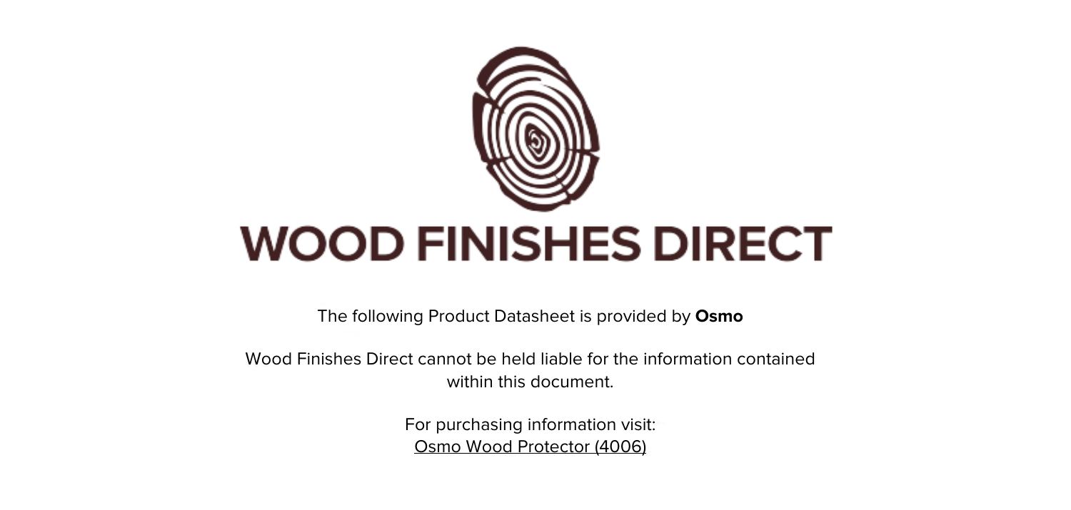# WOOD FINISHES DIRECT

The following Product Datasheet is provided by **Osmo**

Wood Finishes Direct cannot be held liable for the information contained within this document.

For purchasing information visit:
Osmo Wood Protector (4006)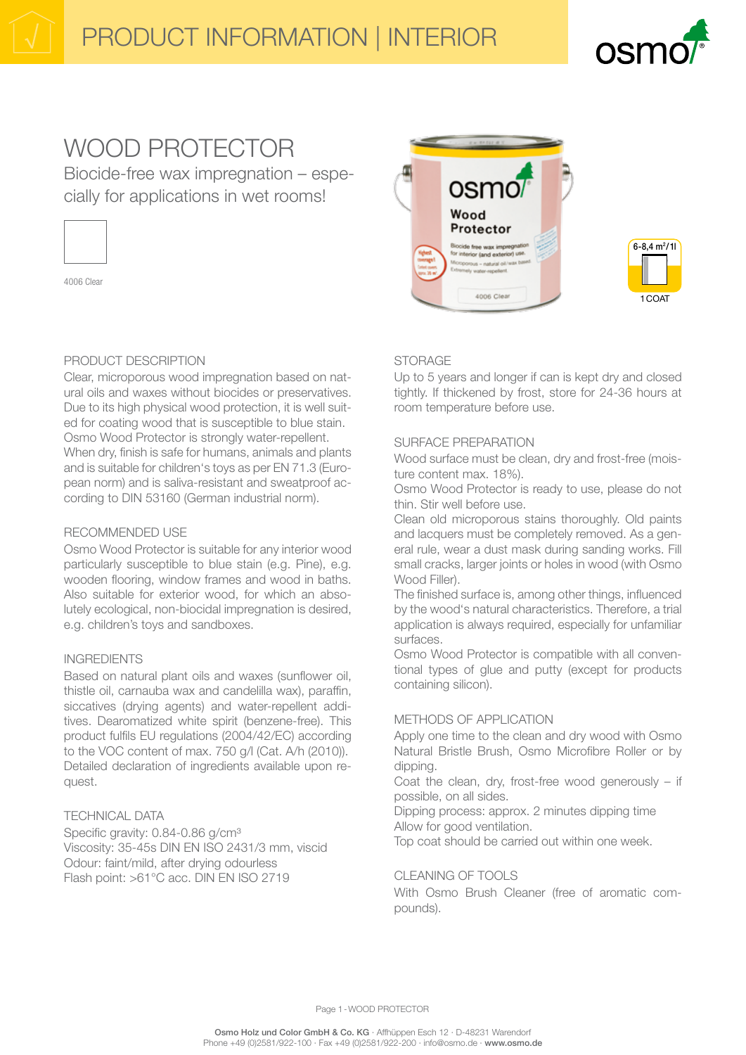PRODUCT INFORMATION | INTERIOR

# WOOD PROTECTOR

Biocide-free wax impregnation – especially for applications in wet rooms!

4006 Clear

6-8,4 m²/1l

1 COAT

## PRODUCT DESCRIPTION

Clear, microporous wood impregnation based on natural oils and waxes without biocides or preservatives. Due to its high physical wood protection, it is well suited for coating wood that is susceptible to blue stain. Osmo Wood Protector is strongly water-repellent. When dry, finish is safe for humans, animals and plants and is suitable for children's toys as per EN 71.3 (European norm) and is saliva-resistant and sweatproof according to DIN 53160 (German industrial norm).

## RECOMMENDED USE

Osmo Wood Protector is suitable for any interior wood particularly susceptible to blue stain (e.g. Pine), e.g. wooden flooring, window frames and wood in baths. Also suitable for exterior wood, for which an absolutely ecological, non-biocidal impregnation is desired, e.g. children's toys and sandboxes.

## INGREDIENTS

Based on natural plant oils and waxes (sunflower oil, thistle oil, carnauba wax and candelilla wax), paraffin, siccatives (drying agents) and water-repellent additives. Dearomatized white spirit (benzene-free). This product fulfils EU regulations (2004/42/EC) according to the VOC content of max. 750 g/l (Cat. A/h (2010)). Detailed declaration of ingredients available upon request.

## TECHNICAL DATA

Specific gravity: 0.84-0.86 g/cm³
Viscosity: 35-45s DIN EN ISO 2431/3 mm, viscid
Odour: faint/mild, after drying odourless
Flash point: >61°C acc. DIN EN ISO 2719

## STORAGE

Up to 5 years and longer if can is kept dry and closed tightly. If thickened by frost, store for 24-36 hours at room temperature before use.

## SURFACE PREPARATION

Wood surface must be clean, dry and frost-free (moisture content max. 18%).
Osmo Wood Protector is ready to use, please do not thin. Stir well before use.
Clean old microporous stains thoroughly. Old paints and lacquers must be completely removed. As a general rule, wear a dust mask during sanding works. Fill small cracks, larger joints or holes in wood (with Osmo Wood Filler).
The finished surface is, among other things, influenced by the wood's natural characteristics. Therefore, a trial application is always required, especially for unfamiliar surfaces.
Osmo Wood Protector is compatible with all conventional types of glue and putty (except for products containing silicon).

## METHODS OF APPLICATION

Apply one time to the clean and dry wood with Osmo Natural Bristle Brush, Osmo Microfibre Roller or by dipping.
Coat the clean, dry, frost-free wood generously – if possible, on all sides.
Dipping process: approx. 2 minutes dipping time
Allow for good ventilation.
Top coat should be carried out within one week.

## CLEANING OF TOOLS

With Osmo Brush Cleaner (free of aromatic compounds).

**Osmo Holz und Color GmbH & Co. KG** · Affhüppen Esch 12 · D-48231 Warendorf
Phone +49 (0)2581/922-100 · Fax +49 (0)2581/922-200 · info@osmo.de · **www.osmo.de**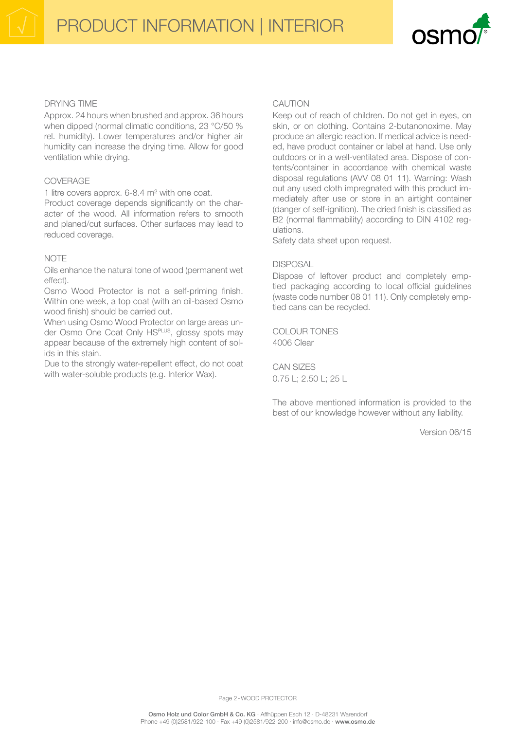## DRYING TIME

Approx. 24 hours when brushed and approx. 36 hours when dipped (normal climatic conditions, 23 °C/50 % rel. humidity). Lower temperatures and/or higher air humidity can increase the drying time. Allow for good ventilation while drying.

## COVERAGE

1 litre covers approx. 6-8.4 m² with one coat.
Product coverage depends significantly on the character of the wood. All information refers to smooth and planed/cut surfaces. Other surfaces may lead to reduced coverage.

## NOTE

Oils enhance the natural tone of wood (permanent wet effect).
Osmo Wood Protector is not a self-priming finish. Within one week, a top coat (with an oil-based Osmo wood finish) should be carried out.
When using Osmo Wood Protector on large areas under Osmo One Coat Only HS^PLUS, glossy spots may appear because of the extremely high content of solids in this stain.
Due to the strongly water-repellent effect, do not coat with water-soluble products (e.g. Interior Wax).

## CAUTION

Keep out of reach of children. Do not get in eyes, on skin, or on clothing. Contains 2-butanonoxime. May produce an allergic reaction. If medical advice is needed, have product container or label at hand. Use only outdoors or in a well-ventilated area. Dispose of contents/container in accordance with chemical waste disposal regulations (AVV 08 01 11). Warning: Wash out any used cloth impregnated with this product immediately after use or store in an airtight container (danger of self-ignition). The dried finish is classified as B2 (normal flammability) according to DIN 4102 regulations.
Safety data sheet upon request.

## DISPOSAL

Dispose of leftover product and completely emptied packaging according to local official guidelines (waste code number 08 01 11). Only completely emptied cans can be recycled.

## COLOUR TONES

4006 Clear

## CAN SIZES

0.75 L; 2.50 L; 25 L

The above mentioned information is provided to the best of our knowledge however without any liability.

Version 06/15